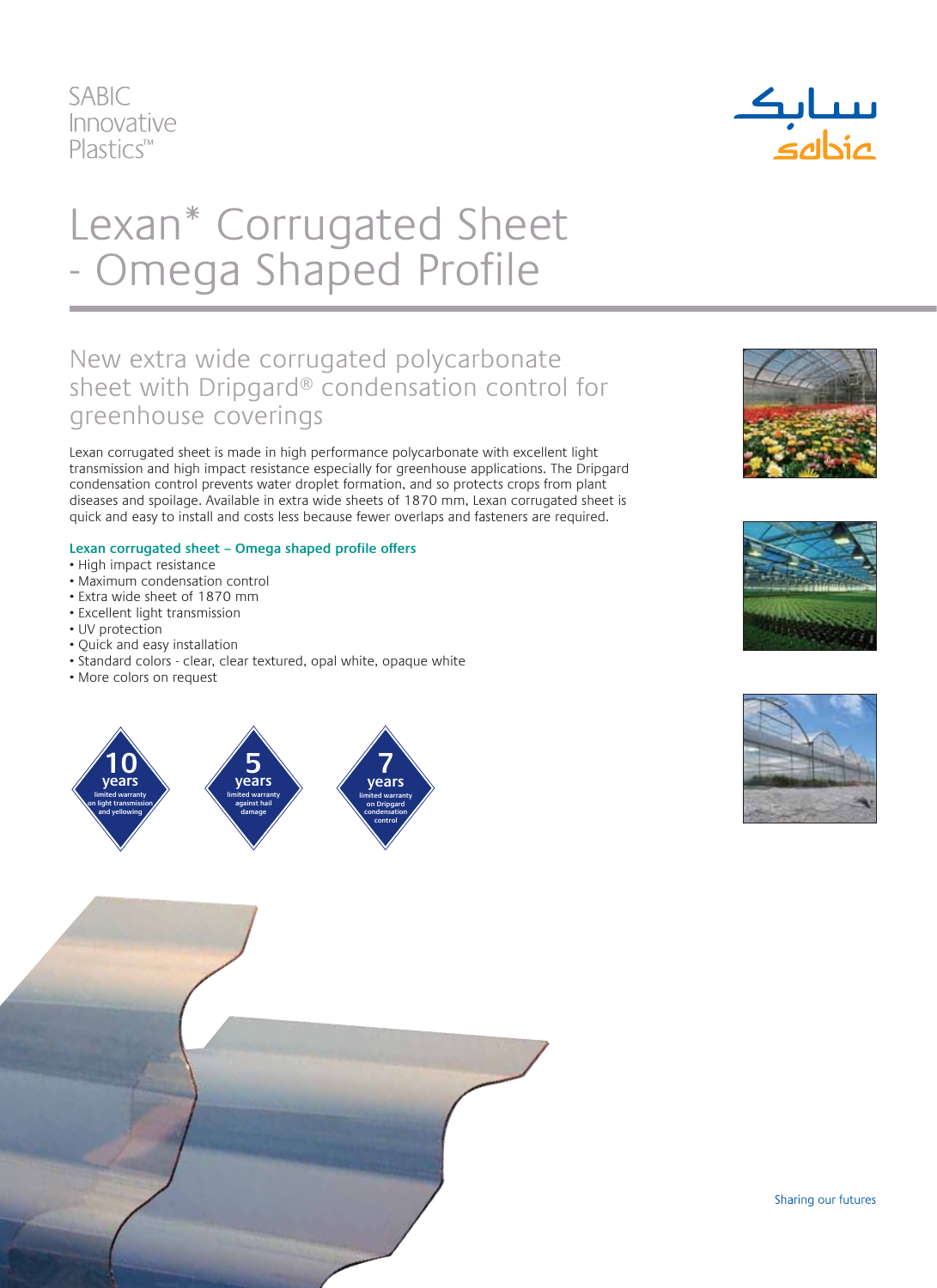SABIC Innovative Plastics™

# Lexan* Corrugated Sheet - Omega Shaped Profile

## New extra wide corrugated polycarbonate sheet with Dripgard® condensation control for greenhouse coverings

Lexan corrugated sheet is made in high performance polycarbonate with excellent light transmission and high impact resistance especially for greenhouse applications. The Dripgard condensation control prevents water droplet formation, and so protects crops from plant diseases and spoilage. Available in extra wide sheets of 1870 mm, Lexan corrugated sheet is quick and easy to install and costs less because fewer overlaps and fasteners are required.

**Lexan corrugated sheet – Omega shaped profile offers**

- High impact resistance
- Maximum condensation control
- Extra wide sheet of 1870 mm
- Excellent light transmission
- UV protection
- Quick and easy installation
- Standard colors - clear, clear textured, opal white, opaque white
- More colors on request

**10 years** limited warranty on light transmission and yellowing

**5 years** limited warranty against hail damage

**7 years** limited warranty on Dripgard condensation control

Sharing our futures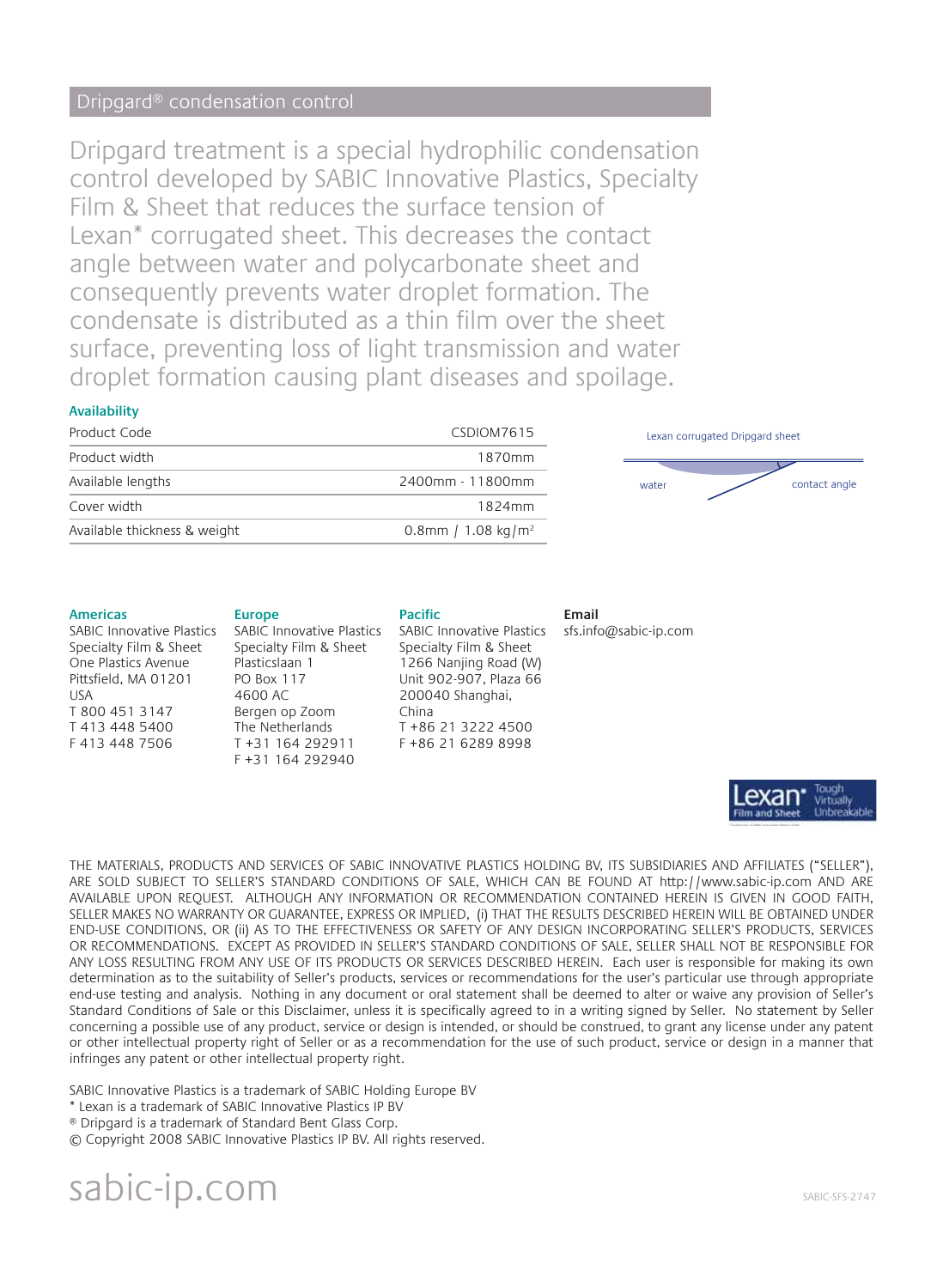## Dripgard® condensation control

Dripgard treatment is a special hydrophilic condensation control developed by SABIC Innovative Plastics, Specialty Film & Sheet that reduces the surface tension of Lexan* corrugated sheet. This decreases the contact angle between water and polycarbonate sheet and consequently prevents water droplet formation. The condensate is distributed as a thin film over the sheet surface, preventing loss of light transmission and water droplet formation causing plant diseases and spoilage.

### Availability

| | |
|---|---|
| Product Code | CSDIOM7615 |
| Product width | 1870mm |
| Available lengths | 2400mm - 11800mm |
| Cover width | 1824mm |
| Available thickness & weight | 0.8mm / 1.08 kg/m² |

Lexan corrugated Dripgard sheet

water

contact angle

**Americas**
SABIC Innovative Plastics
Specialty Film & Sheet
One Plastics Avenue
Pittsfield, MA 01201
USA
T 800 451 3147
T 413 448 5400
F 413 448 7506

**Europe**
SABIC Innovative Plastics
Specialty Film & Sheet
Plasticslaan 1
PO Box 117
4600 AC
Bergen op Zoom
The Netherlands
T +31 164 292911
F +31 164 292940

**Pacific**
SABIC Innovative Plastics
Specialty Film & Sheet
1266 Nanjing Road (W)
Unit 902-907, Plaza 66
200040 Shanghai,
China
T +86 21 3222 4500
F +86 21 6289 8998

**Email**
sfs.info@sabic-ip.com

Lexan* Film and Sheet Tough Virtually Unbreakable

THE MATERIALS, PRODUCTS AND SERVICES OF SABIC INNOVATIVE PLASTICS HOLDING BV, ITS SUBSIDIARIES AND AFFILIATES ("SELLER"), ARE SOLD SUBJECT TO SELLER'S STANDARD CONDITIONS OF SALE, WHICH CAN BE FOUND AT http://www.sabic-ip.com AND ARE AVAILABLE UPON REQUEST. ALTHOUGH ANY INFORMATION OR RECOMMENDATION CONTAINED HEREIN IS GIVEN IN GOOD FAITH, SELLER MAKES NO WARRANTY OR GUARANTEE, EXPRESS OR IMPLIED, (i) THAT THE RESULTS DESCRIBED HEREIN WILL BE OBTAINED UNDER END-USE CONDITIONS, OR (ii) AS TO THE EFFECTIVENESS OR SAFETY OF ANY DESIGN INCORPORATING SELLER'S PRODUCTS, SERVICES OR RECOMMENDATIONS. EXCEPT AS PROVIDED IN SELLER'S STANDARD CONDITIONS OF SALE, SELLER SHALL NOT BE RESPONSIBLE FOR ANY LOSS RESULTING FROM ANY USE OF ITS PRODUCTS OR SERVICES DESCRIBED HEREIN. Each user is responsible for making its own determination as to the suitability of Seller's products, services or recommendations for the user's particular use through appropriate end-use testing and analysis. Nothing in any document or oral statement shall be deemed to alter or waive any provision of Seller's Standard Conditions of Sale or this Disclaimer, unless it is specifically agreed to in a writing signed by Seller. No statement by Seller concerning a possible use of any product, service or design is intended, or should be construed, to grant any license under any patent or other intellectual property right of Seller or as a recommendation for the use of such product, service or design in a manner that infringes any patent or other intellectual property right.

SABIC Innovative Plastics is a trademark of SABIC Holding Europe BV
* Lexan is a trademark of SABIC Innovative Plastics IP BV
® Dripgard is a trademark of Standard Bent Glass Corp.
© Copyright 2008 SABIC Innovative Plastics IP BV. All rights reserved.

sabic-ip.com

SABIC-SFS-2747